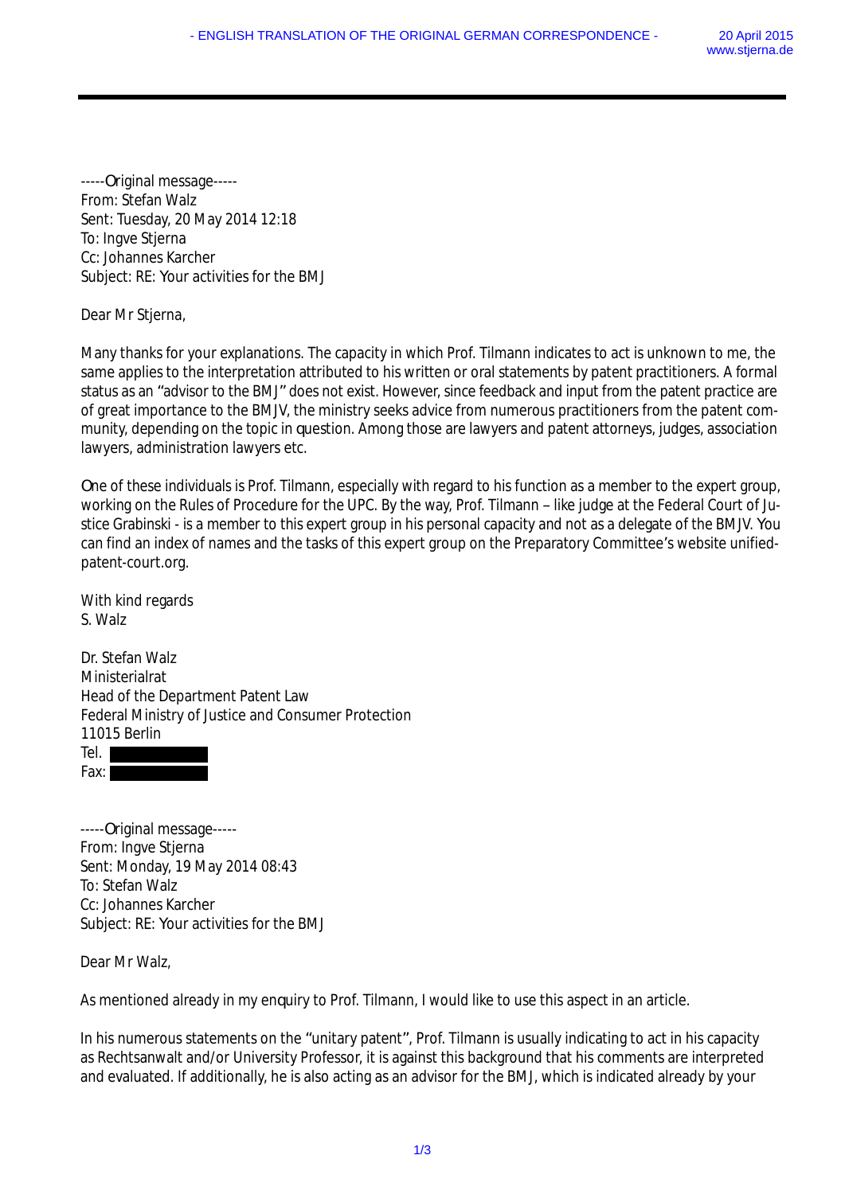-----Original message-----
From: Stefan Walz
Sent: Tuesday, 20 May 2014 12:18
To: Ingve Stjerna
Cc: Johannes Karcher
Subject: RE: Your activities for the BMJ

Dear Mr Stjerna,

Many thanks for your explanations. The capacity in which Prof. Tilmann indicates to act is unknown to me, the same applies to the interpretation attributed to his written or oral statements by patent practitioners. A formal status as an "advisor to the BMJ" does not exist. However, since feedback and input from the patent practice are of great importance to the BMJV, the ministry seeks advice from numerous practitioners from the patent community, depending on the topic in question. Among those are lawyers and patent attorneys, judges, association lawyers, administration lawyers etc.

One of these individuals is Prof. Tilmann, especially with regard to his function as a member to the expert group, working on the Rules of Procedure for the UPC. By the way, Prof. Tilmann – like judge at the Federal Court of Justice Grabinski - is a member to this expert group in his personal capacity and not as a delegate of the BMJV. You can find an index of names and the tasks of this expert group on the Preparatory Committee's website unified-patent-court.org.

With kind regards
S. Walz

Dr. Stefan Walz
Ministerialrat
Head of the Department Patent Law
Federal Ministry of Justice and Consumer Protection
11015 Berlin
Tel. [redacted]
Fax: [redacted]

-----Original message-----
From: Ingve Stjerna
Sent: Monday, 19 May 2014 08:43
To: Stefan Walz
Cc: Johannes Karcher
Subject: RE: Your activities for the BMJ

Dear Mr Walz,

As mentioned already in my enquiry to Prof. Tilmann, I would like to use this aspect in an article.

In his numerous statements on the "unitary patent", Prof. Tilmann is usually indicating to act in his capacity as Rechtsanwalt and/or University Professor, it is against this background that his comments are interpreted and evaluated. If additionally, he is also acting as an advisor for the BMJ, which is indicated already by your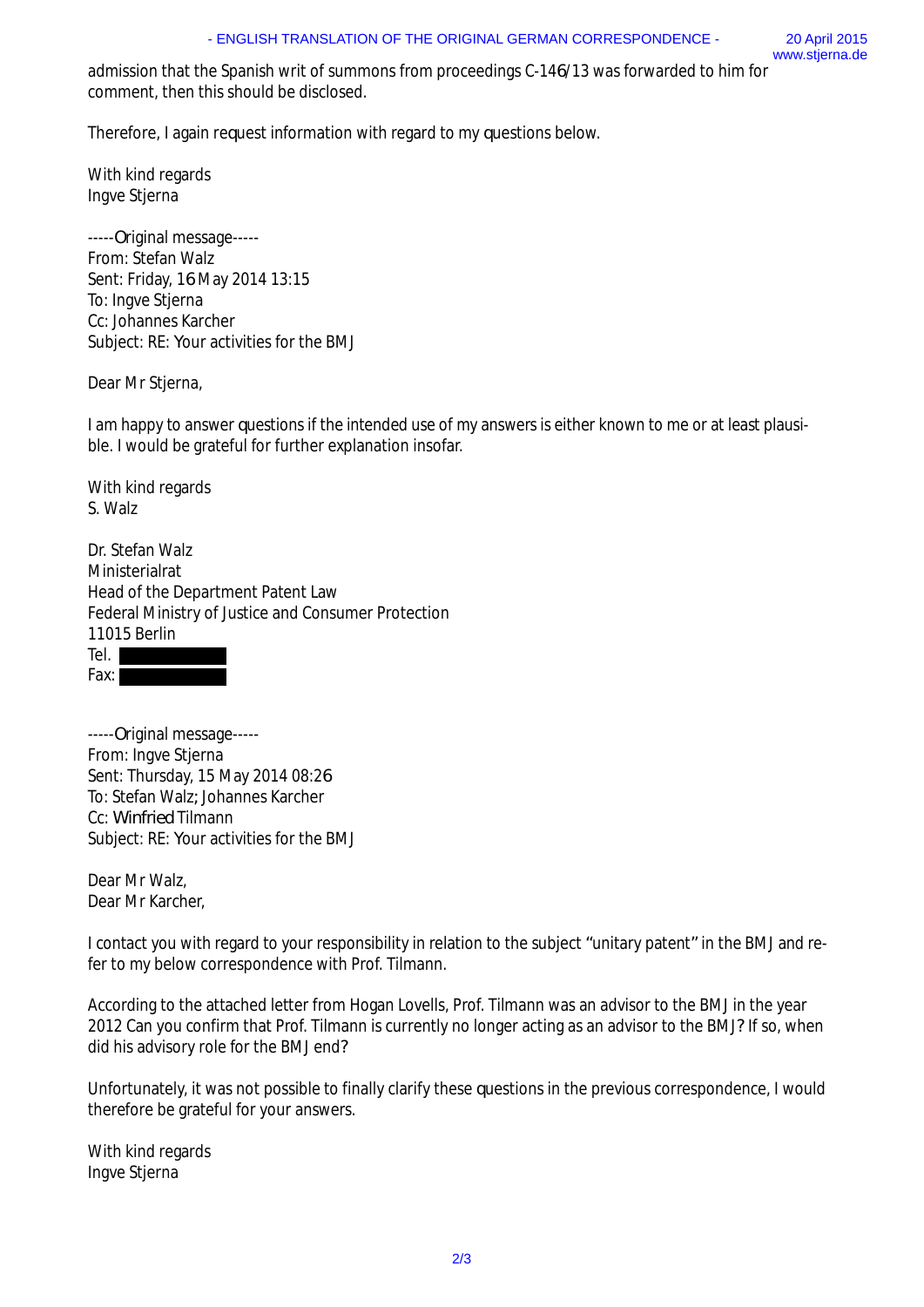admission that the Spanish writ of summons from proceedings C-146/13 was forwarded to him for comment, then this should be disclosed.

Therefore, I again request information with regard to my questions below.

With kind regards
Ingve Stjerna

-----Original message-----
From: Stefan Walz
Sent: Friday, 16 May 2014 13:15
To: Ingve Stjerna
Cc: Johannes Karcher
Subject: RE: Your activities for the BMJ

Dear Mr Stjerna,

I am happy to answer questions if the intended use of my answers is either known to me or at least plausible. I would be grateful for further explanation insofar.

With kind regards
S. Walz

Dr. Stefan Walz
Ministerialrat
Head of the Department Patent Law
Federal Ministry of Justice and Consumer Protection
11015 Berlin
Tel.
Fax:

-----Original message-----
From: Ingve Stjerna
Sent: Thursday, 15 May 2014 08:26
To: Stefan Walz; Johannes Karcher
Cc: Winfried Tilmann
Subject: RE: Your activities for the BMJ

Dear Mr Walz,
Dear Mr Karcher,

I contact you with regard to your responsibility in relation to the subject "unitary patent" in the BMJ and refer to my below correspondence with Prof. Tilmann.

According to the attached letter from Hogan Lovells, Prof. Tilmann was an advisor to the BMJ in the year 2012 Can you confirm that Prof. Tilmann is currently no longer acting as an advisor to the BMJ? If so, when did his advisory role for the BMJ end?

Unfortunately, it was not possible to finally clarify these questions in the previous correspondence, I would therefore be grateful for your answers.

With kind regards
Ingve Stjerna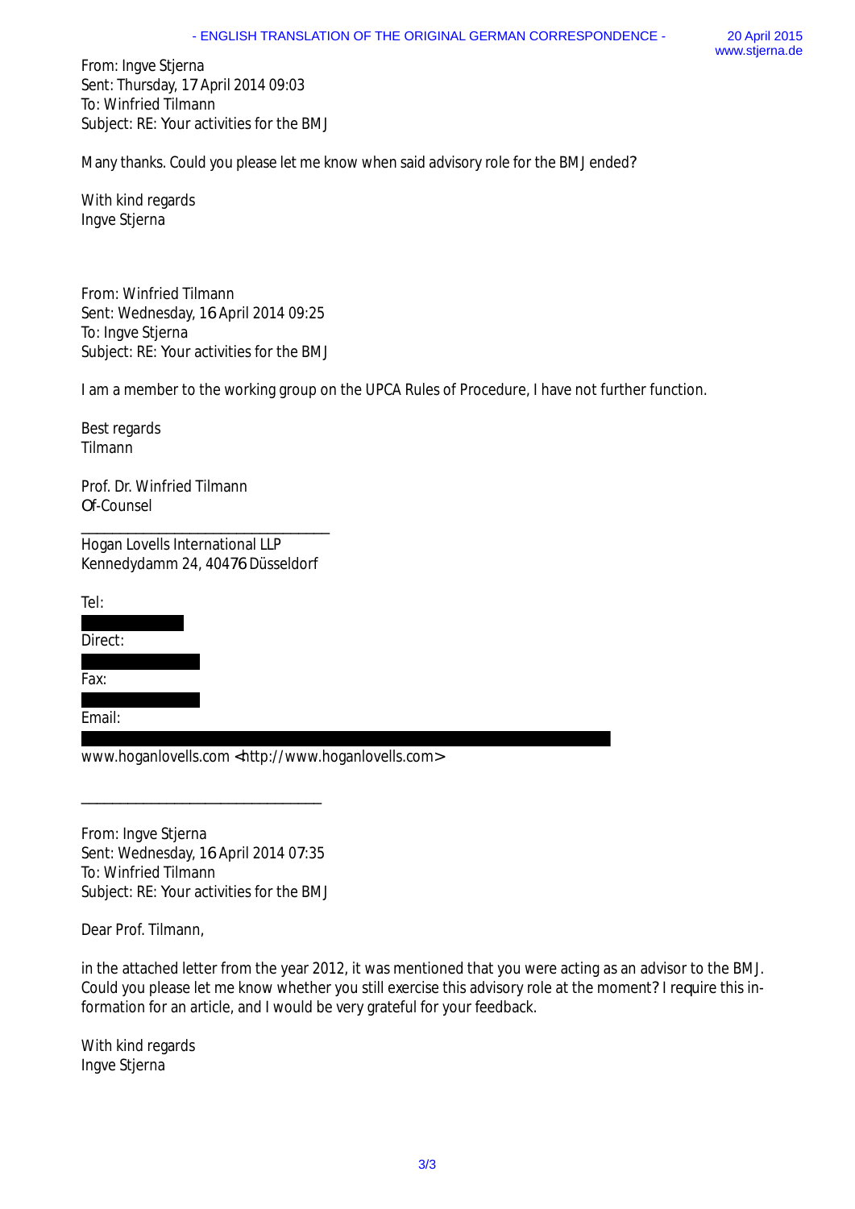From: Ingve Stjerna
Sent: Thursday, 17 April 2014 09:03
To: Winfried Tilmann
Subject: RE: Your activities for the BMJ

Many thanks. Could you please let me know when said advisory role for the BMJ ended?

With kind regards
Ingve Stjerna

From: Winfried Tilmann
Sent: Wednesday, 16 April 2014 09:25
To: Ingve Stjerna
Subject: RE: Your activities for the BMJ

I am a member to the working group on the UPCA Rules of Procedure, I have not further function.

Best regards
Tilmann

Prof. Dr. Winfried Tilmann
Of-Counsel

---

Hogan Lovells International LLP
Kennedydamm 24, 40476 Düsseldorf

Tel:

Direct:

Fax:

Email:

www.hoganlovells.com <http://www.hoganlovells.com>

---

From: Ingve Stjerna
Sent: Wednesday, 16 April 2014 07:35
To: Winfried Tilmann
Subject: RE: Your activities for the BMJ

Dear Prof. Tilmann,

in the attached letter from the year 2012, it was mentioned that you were acting as an advisor to the BMJ. Could you please let me know whether you still exercise this advisory role at the moment? I require this information for an article, and I would be very grateful for your feedback.

With kind regards
Ingve Stjerna